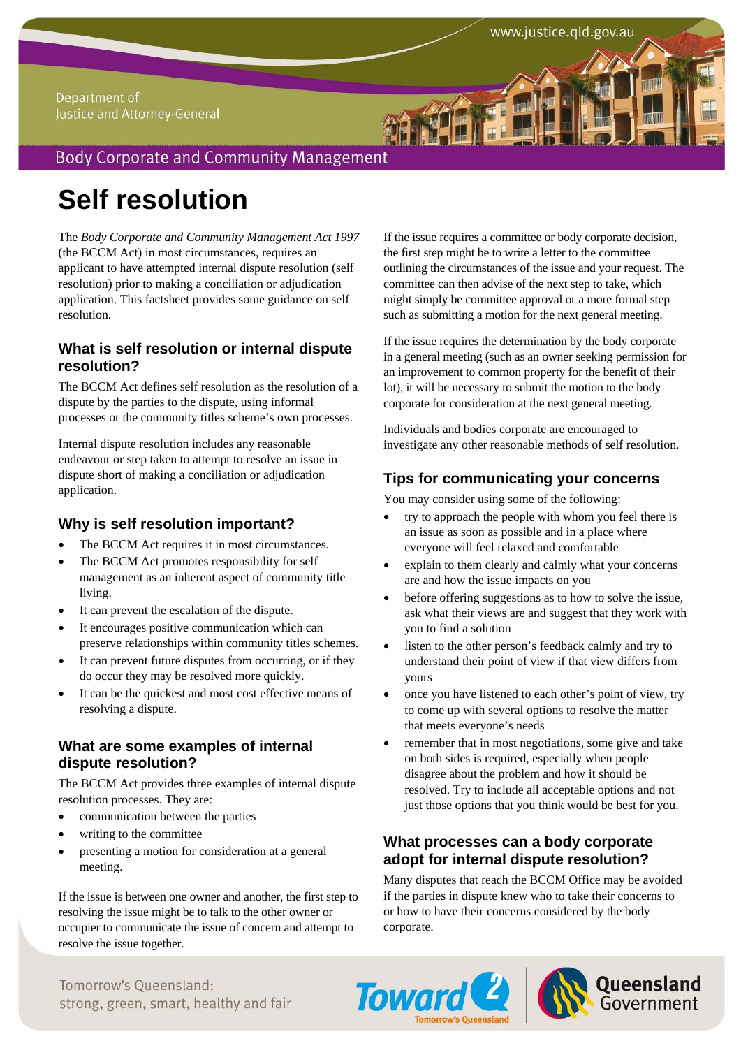# Self resolution

The *Body Corporate and Community Management Act 1997* (the BCCM Act) in most circumstances, requires an applicant to have attempted internal dispute resolution (self resolution) prior to making a conciliation or adjudication application. This factsheet provides some guidance on self resolution.

## What is self resolution or internal dispute resolution?

The BCCM Act defines self resolution as the resolution of a dispute by the parties to the dispute, using informal processes or the community titles scheme's own processes.

Internal dispute resolution includes any reasonable endeavour or step taken to attempt to resolve an issue in dispute short of making a conciliation or adjudication application.

## Why is self resolution important?

- The BCCM Act requires it in most circumstances.
- The BCCM Act promotes responsibility for self management as an inherent aspect of community title living.
- It can prevent the escalation of the dispute.
- It encourages positive communication which can preserve relationships within community titles schemes.
- It can prevent future disputes from occurring, or if they do occur they may be resolved more quickly.
- It can be the quickest and most cost effective means of resolving a dispute.

## What are some examples of internal dispute resolution?

The BCCM Act provides three examples of internal dispute resolution processes. They are:

- communication between the parties
- writing to the committee
- presenting a motion for consideration at a general meeting.

If the issue is between one owner and another, the first step to resolving the issue might be to talk to the other owner or occupier to communicate the issue of concern and attempt to resolve the issue together.

If the issue requires a committee or body corporate decision, the first step might be to write a letter to the committee outlining the circumstances of the issue and your request. The committee can then advise of the next step to take, which might simply be committee approval or a more formal step such as submitting a motion for the next general meeting.

If the issue requires the determination by the body corporate in a general meeting (such as an owner seeking permission for an improvement to common property for the benefit of their lot), it will be necessary to submit the motion to the body corporate for consideration at the next general meeting.

Individuals and bodies corporate are encouraged to investigate any other reasonable methods of self resolution.

## Tips for communicating your concerns

You may consider using some of the following:

- try to approach the people with whom you feel there is an issue as soon as possible and in a place where everyone will feel relaxed and comfortable
- explain to them clearly and calmly what your concerns are and how the issue impacts on you
- before offering suggestions as to how to solve the issue, ask what their views are and suggest that they work with you to find a solution
- listen to the other person's feedback calmly and try to understand their point of view if that view differs from yours
- once you have listened to each other's point of view, try to come up with several options to resolve the matter that meets everyone's needs
- remember that in most negotiations, some give and take on both sides is required, especially when people disagree about the problem and how it should be resolved. Try to include all acceptable options and not just those options that you think would be best for you.

## What processes can a body corporate adopt for internal dispute resolution?

Many disputes that reach the BCCM Office may be avoided if the parties in dispute knew who to take their concerns to or how to have their concerns considered by the body corporate.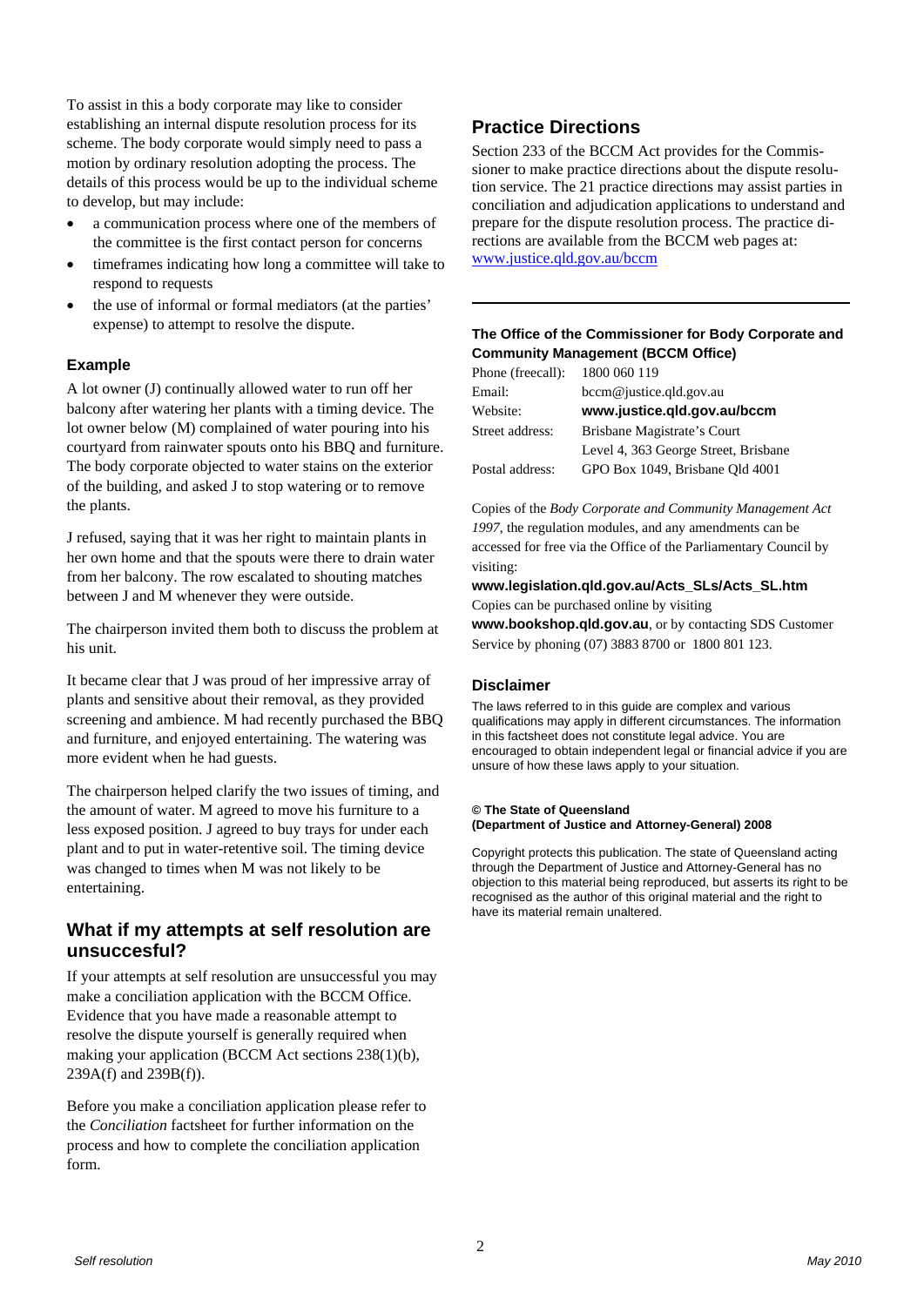To assist in this a body corporate may like to consider establishing an internal dispute resolution process for its scheme. The body corporate would simply need to pass a motion by ordinary resolution adopting the process. The details of this process would be up to the individual scheme to develop, but may include:

- a communication process where one of the members of the committee is the first contact person for concerns
- timeframes indicating how long a committee will take to respond to requests
- the use of informal or formal mediators (at the parties' expense) to attempt to resolve the dispute.

### Example

A lot owner (J) continually allowed water to run off her balcony after watering her plants with a timing device. The lot owner below (M) complained of water pouring into his courtyard from rainwater spouts onto his BBQ and furniture. The body corporate objected to water stains on the exterior of the building, and asked J to stop watering or to remove the plants.

J refused, saying that it was her right to maintain plants in her own home and that the spouts were there to drain water from her balcony. The row escalated to shouting matches between J and M whenever they were outside.

The chairperson invited them both to discuss the problem at his unit.

It became clear that J was proud of her impressive array of plants and sensitive about their removal, as they provided screening and ambience. M had recently purchased the BBQ and furniture, and enjoyed entertaining. The watering was more evident when he had guests.

The chairperson helped clarify the two issues of timing, and the amount of water. M agreed to move his furniture to a less exposed position. J agreed to buy trays for under each plant and to put in water-retentive soil. The timing device was changed to times when M was not likely to be entertaining.

## What if my attempts at self resolution are unsuccesful?

If your attempts at self resolution are unsuccessful you may make a conciliation application with the BCCM Office. Evidence that you have made a reasonable attempt to resolve the dispute yourself is generally required when making your application (BCCM Act sections 238(1)(b), 239A(f) and 239B(f)).

Before you make a conciliation application please refer to the *Conciliation* factsheet for further information on the process and how to complete the conciliation application form.

## Practice Directions

Section 233 of the BCCM Act provides for the Commissioner to make practice directions about the dispute resolution service. The 21 practice directions may assist parties in conciliation and adjudication applications to understand and prepare for the dispute resolution process. The practice directions are available from the BCCM web pages at: www.justice.qld.gov.au/bccm

---

**The Office of the Commissioner for Body Corporate and Community Management (BCCM Office)**

| | |
|---|---|
| Phone (freecall): | 1800 060 119 |
| Email: | bccm@justice.qld.gov.au |
| Website: | **www.justice.qld.gov.au/bccm** |
| Street address: | Brisbane Magistrate's Court<br>Level 4, 363 George Street, Brisbane |
| Postal address: | GPO Box 1049, Brisbane Qld 4001 |

Copies of the *Body Corporate and Community Management Act 1997*, the regulation modules, and any amendments can be accessed for free via the Office of the Parliamentary Council by visiting:

**www.legislation.qld.gov.au/Acts_SLs/Acts_SL.htm**

Copies can be purchased online by visiting **www.bookshop.qld.gov.au**, or by contacting SDS Customer Service by phoning (07) 3883 8700 or 1800 801 123.

### Disclaimer

The laws referred to in this guide are complex and various qualifications may apply in different circumstances. The information in this factsheet does not constitute legal advice. You are encouraged to obtain independent legal or financial advice if you are unsure of how these laws apply to your situation.

**© The State of Queensland**
**(Department of Justice and Attorney-General) 2008**

Copyright protects this publication. The state of Queensland acting through the Department of Justice and Attorney-General has no objection to this material being reproduced, but asserts its right to be recognised as the author of this original material and the right to have its material remain unaltered.